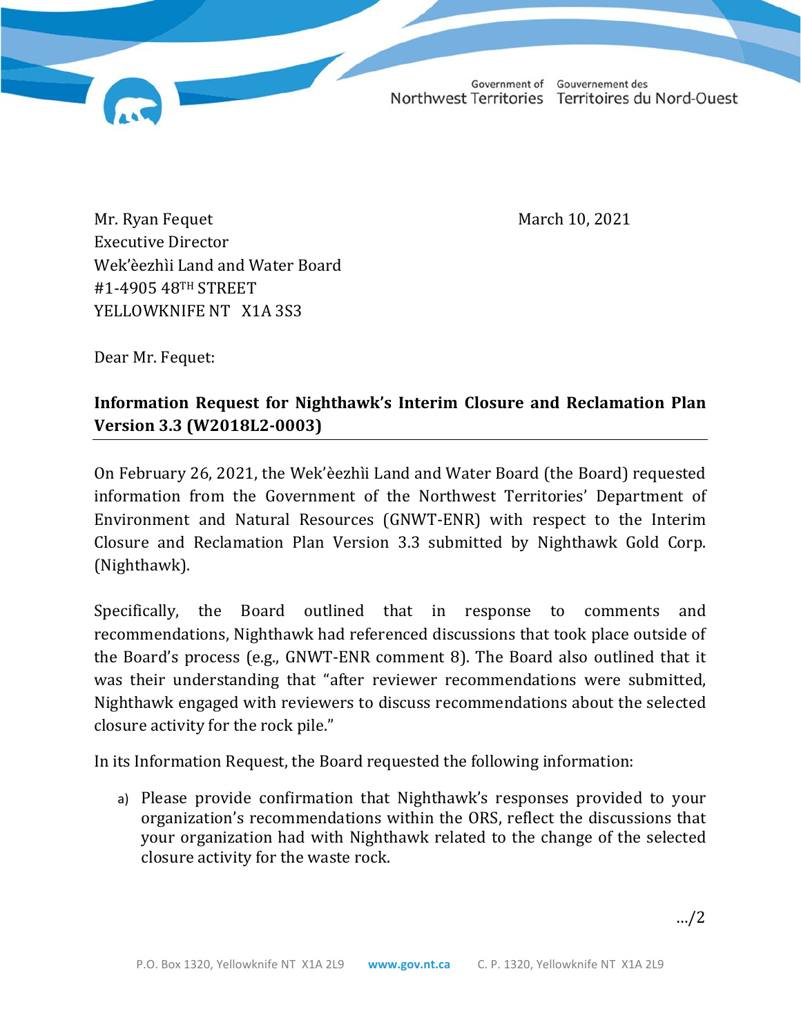Government of Northwest Territories | Gouvernement des Territoires du Nord-Ouest

Mr. Ryan Fequet
Executive Director
Wek'èezhìi Land and Water Board
#1-4905 48TH STREET
YELLOWKNIFE NT X1A 3S3

March 10, 2021

Dear Mr. Fequet:

**Information Request for Nighthawk's Interim Closure and Reclamation Plan Version 3.3 (W2018L2-0003)**

On February 26, 2021, the Wek'èezhìi Land and Water Board (the Board) requested information from the Government of the Northwest Territories' Department of Environment and Natural Resources (GNWT-ENR) with respect to the Interim Closure and Reclamation Plan Version 3.3 submitted by Nighthawk Gold Corp. (Nighthawk).

Specifically, the Board outlined that in response to comments and recommendations, Nighthawk had referenced discussions that took place outside of the Board's process (e.g., GNWT-ENR comment 8). The Board also outlined that it was their understanding that "after reviewer recommendations were submitted, Nighthawk engaged with reviewers to discuss recommendations about the selected closure activity for the rock pile."

In its Information Request, the Board requested the following information:

a) Please provide confirmation that Nighthawk's responses provided to your organization's recommendations within the ORS, reflect the discussions that your organization had with Nighthawk related to the change of the selected closure activity for the waste rock.

…/2

P.O. Box 1320, Yellowknife NT X1A 2L9 www.gov.nt.ca C. P. 1320, Yellowknife NT X1A 2L9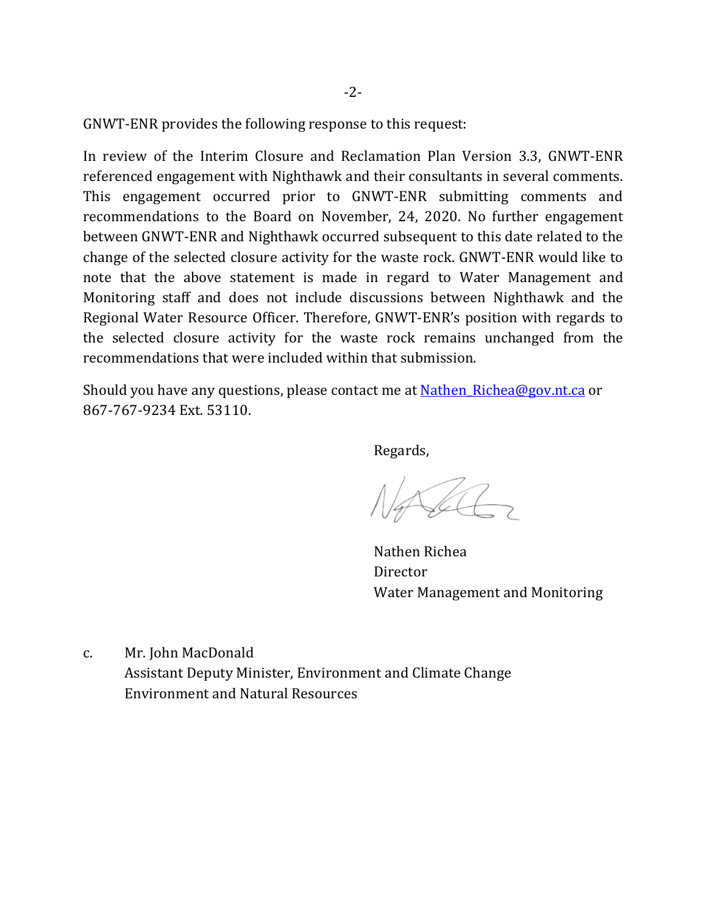GNWT-ENR provides the following response to this request:

In review of the Interim Closure and Reclamation Plan Version 3.3, GNWT-ENR referenced engagement with Nighthawk and their consultants in several comments. This engagement occurred prior to GNWT-ENR submitting comments and recommendations to the Board on November, 24, 2020. No further engagement between GNWT-ENR and Nighthawk occurred subsequent to this date related to the change of the selected closure activity for the waste rock. GNWT-ENR would like to note that the above statement is made in regard to Water Management and Monitoring staff and does not include discussions between Nighthawk and the Regional Water Resource Officer. Therefore, GNWT-ENR's position with regards to the selected closure activity for the waste rock remains unchanged from the recommendations that were included within that submission.

Should you have any questions, please contact me at Nathen_Richea@gov.nt.ca or 867-767-9234 Ext. 53110.

Regards,

Nathen Richea
Director
Water Management and Monitoring

c. Mr. John MacDonald
Assistant Deputy Minister, Environment and Climate Change
Environment and Natural Resources